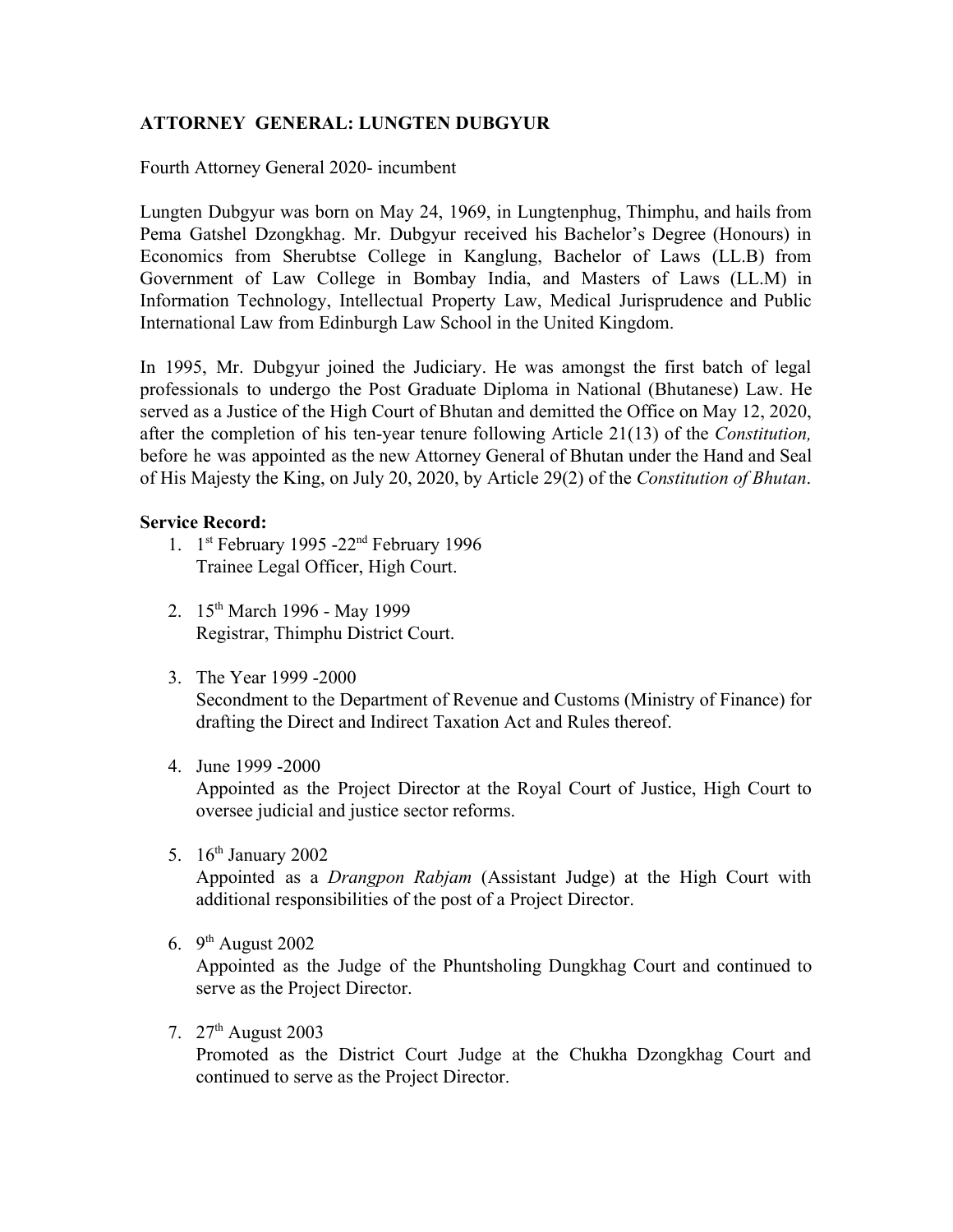**ATTORNEY GENERAL: LUNGTEN DUBGYUR**

Fourth Attorney General 2020- incumbent

Lungten Dubgyur was born on May 24, 1969, in Lungtenphug, Thimphu, and hails from Pema Gatshel Dzongkhag. Mr. Dubgyur received his Bachelor's Degree (Honours) in Economics from Sherubtse College in Kanglung, Bachelor of Laws (LL.B) from Government of Law College in Bombay India, and Masters of Laws (LL.M) in Information Technology, Intellectual Property Law, Medical Jurisprudence and Public International Law from Edinburgh Law School in the United Kingdom.

In 1995, Mr. Dubgyur joined the Judiciary. He was amongst the first batch of legal professionals to undergo the Post Graduate Diploma in National (Bhutanese) Law. He served as a Justice of the High Court of Bhutan and demitted the Office on May 12, 2020, after the completion of his ten-year tenure following Article 21(13) of the *Constitution,* before he was appointed as the new Attorney General of Bhutan under the Hand and Seal of His Majesty the King, on July 20, 2020, by Article 29(2) of the *Constitution of Bhutan*.

**Service Record:**

1. 1st February 1995 -22nd February 1996
   Trainee Legal Officer, High Court.

2. 15th March 1996 - May 1999
   Registrar, Thimphu District Court.

3. The Year 1999 -2000
   Secondment to the Department of Revenue and Customs (Ministry of Finance) for drafting the Direct and Indirect Taxation Act and Rules thereof.

4. June 1999 -2000
   Appointed as the Project Director at the Royal Court of Justice, High Court to oversee judicial and justice sector reforms.

5. 16th January 2002
   Appointed as a *Drangpon Rabjam* (Assistant Judge) at the High Court with additional responsibilities of the post of a Project Director.

6. 9th August 2002
   Appointed as the Judge of the Phuntsholing Dungkhag Court and continued to serve as the Project Director.

7. 27th August 2003
   Promoted as the District Court Judge at the Chukha Dzongkhag Court and continued to serve as the Project Director.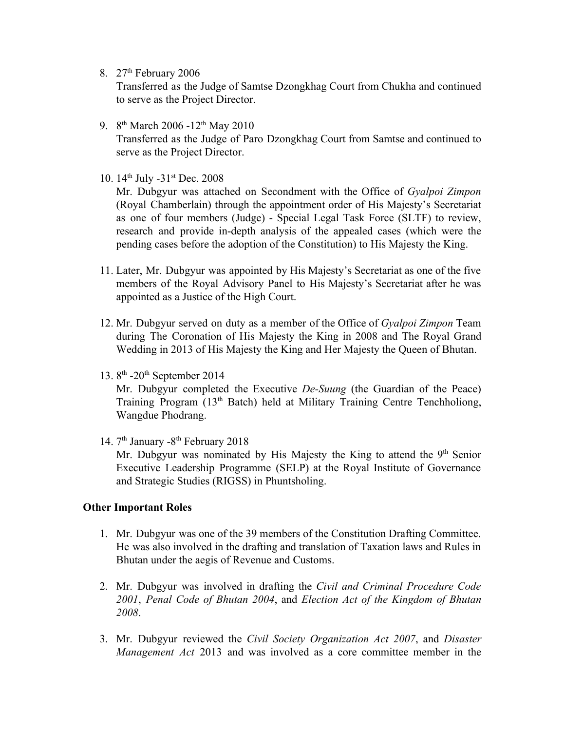8. 27th February 2006
   Transferred as the Judge of Samtse Dzongkhag Court from Chukha and continued to serve as the Project Director.

9. 8th March 2006 -12th May 2010
   Transferred as the Judge of Paro Dzongkhag Court from Samtse and continued to serve as the Project Director.

10. 14th July -31st Dec. 2008
    Mr. Dubgyur was attached on Secondment with the Office of *Gyalpoi Zimpon* (Royal Chamberlain) through the appointment order of His Majesty's Secretariat as one of four members (Judge) - Special Legal Task Force (SLTF) to review, research and provide in-depth analysis of the appealed cases (which were the pending cases before the adoption of the Constitution) to His Majesty the King.

11. Later, Mr. Dubgyur was appointed by His Majesty's Secretariat as one of the five members of the Royal Advisory Panel to His Majesty's Secretariat after he was appointed as a Justice of the High Court.

12. Mr. Dubgyur served on duty as a member of the Office of *Gyalpoi Zimpon* Team during The Coronation of His Majesty the King in 2008 and The Royal Grand Wedding in 2013 of His Majesty the King and Her Majesty the Queen of Bhutan.

13. 8th -20th September 2014
    Mr. Dubgyur completed the Executive *De-Suung* (the Guardian of the Peace) Training Program (13th Batch) held at Military Training Centre Tenchholiong, Wangdue Phodrang.

14. 7th January -8th February 2018
    Mr. Dubgyur was nominated by His Majesty the King to attend the 9th Senior Executive Leadership Programme (SELP) at the Royal Institute of Governance and Strategic Studies (RIGSS) in Phuntsholing.

**Other Important Roles**

1. Mr. Dubgyur was one of the 39 members of the Constitution Drafting Committee. He was also involved in the drafting and translation of Taxation laws and Rules in Bhutan under the aegis of Revenue and Customs.

2. Mr. Dubgyur was involved in drafting the *Civil and Criminal Procedure Code 2001*, *Penal Code of Bhutan 2004*, and *Election Act of the Kingdom of Bhutan 2008*.

3. Mr. Dubgyur reviewed the *Civil Society Organization Act 2007*, and *Disaster Management Act* 2013 and was involved as a core committee member in the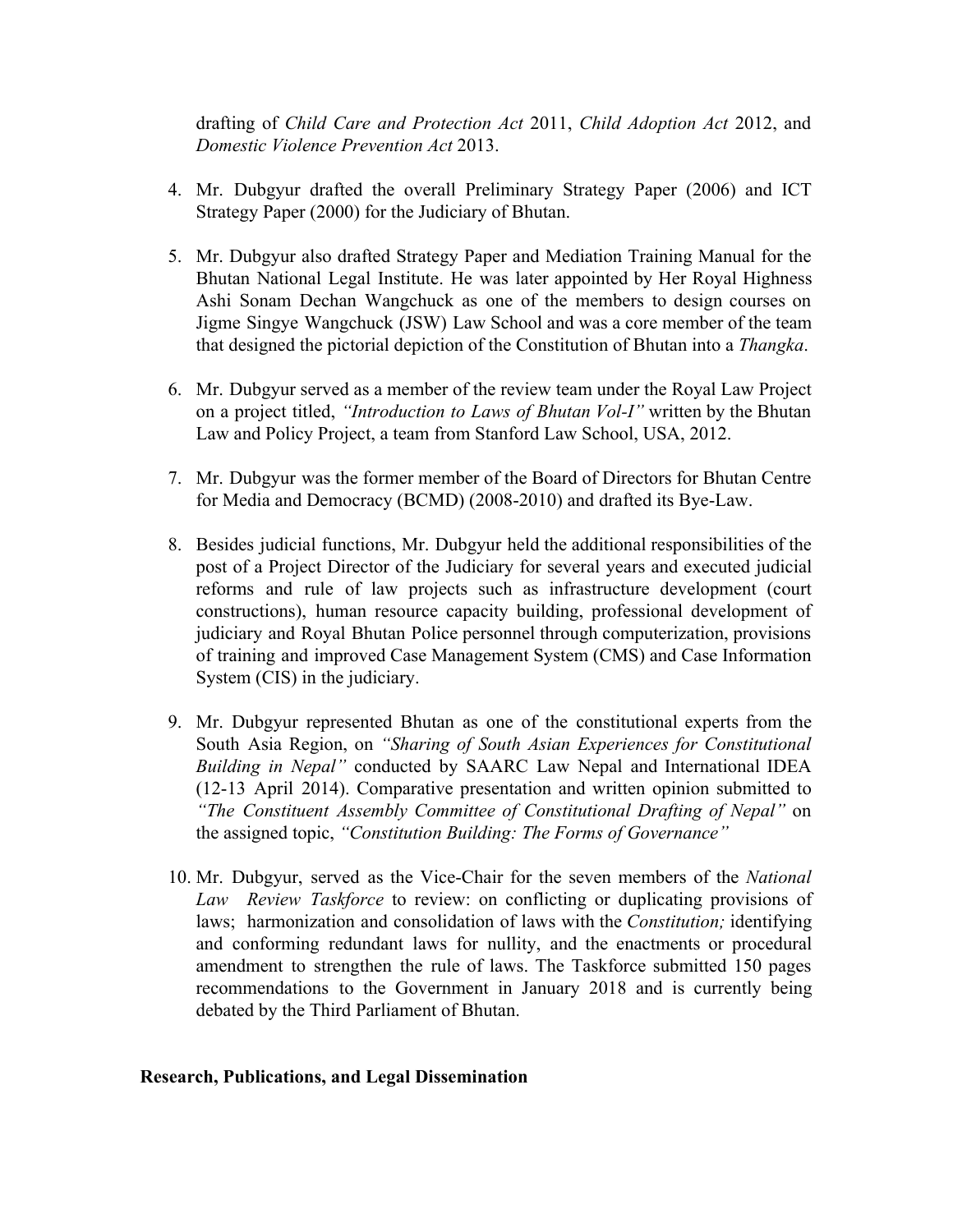drafting of *Child Care and Protection Act* 2011, *Child Adoption Act* 2012, and *Domestic Violence Prevention Act* 2013.

4. Mr. Dubgyur drafted the overall Preliminary Strategy Paper (2006) and ICT Strategy Paper (2000) for the Judiciary of Bhutan.

5. Mr. Dubgyur also drafted Strategy Paper and Mediation Training Manual for the Bhutan National Legal Institute. He was later appointed by Her Royal Highness Ashi Sonam Dechan Wangchuck as one of the members to design courses on Jigme Singye Wangchuck (JSW) Law School and was a core member of the team that designed the pictorial depiction of the Constitution of Bhutan into a *Thangka*.

6. Mr. Dubgyur served as a member of the review team under the Royal Law Project on a project titled, *"Introduction to Laws of Bhutan Vol-I"* written by the Bhutan Law and Policy Project, a team from Stanford Law School, USA, 2012.

7. Mr. Dubgyur was the former member of the Board of Directors for Bhutan Centre for Media and Democracy (BCMD) (2008-2010) and drafted its Bye-Law.

8. Besides judicial functions, Mr. Dubgyur held the additional responsibilities of the post of a Project Director of the Judiciary for several years and executed judicial reforms and rule of law projects such as infrastructure development (court constructions), human resource capacity building, professional development of judiciary and Royal Bhutan Police personnel through computerization, provisions of training and improved Case Management System (CMS) and Case Information System (CIS) in the judiciary.

9. Mr. Dubgyur represented Bhutan as one of the constitutional experts from the South Asia Region, on *"Sharing of South Asian Experiences for Constitutional Building in Nepal"* conducted by SAARC Law Nepal and International IDEA (12-13 April 2014). Comparative presentation and written opinion submitted to *"The Constituent Assembly Committee of Constitutional Drafting of Nepal"* on the assigned topic, *"Constitution Building: The Forms of Governance"*

10. Mr. Dubgyur, served as the Vice-Chair for the seven members of the *National Law Review Taskforce* to review: on conflicting or duplicating provisions of laws; harmonization and consolidation of laws with the *Constitution;* identifying and conforming redundant laws for nullity, and the enactments or procedural amendment to strengthen the rule of laws. The Taskforce submitted 150 pages recommendations to the Government in January 2018 and is currently being debated by the Third Parliament of Bhutan.

**Research, Publications, and Legal Dissemination**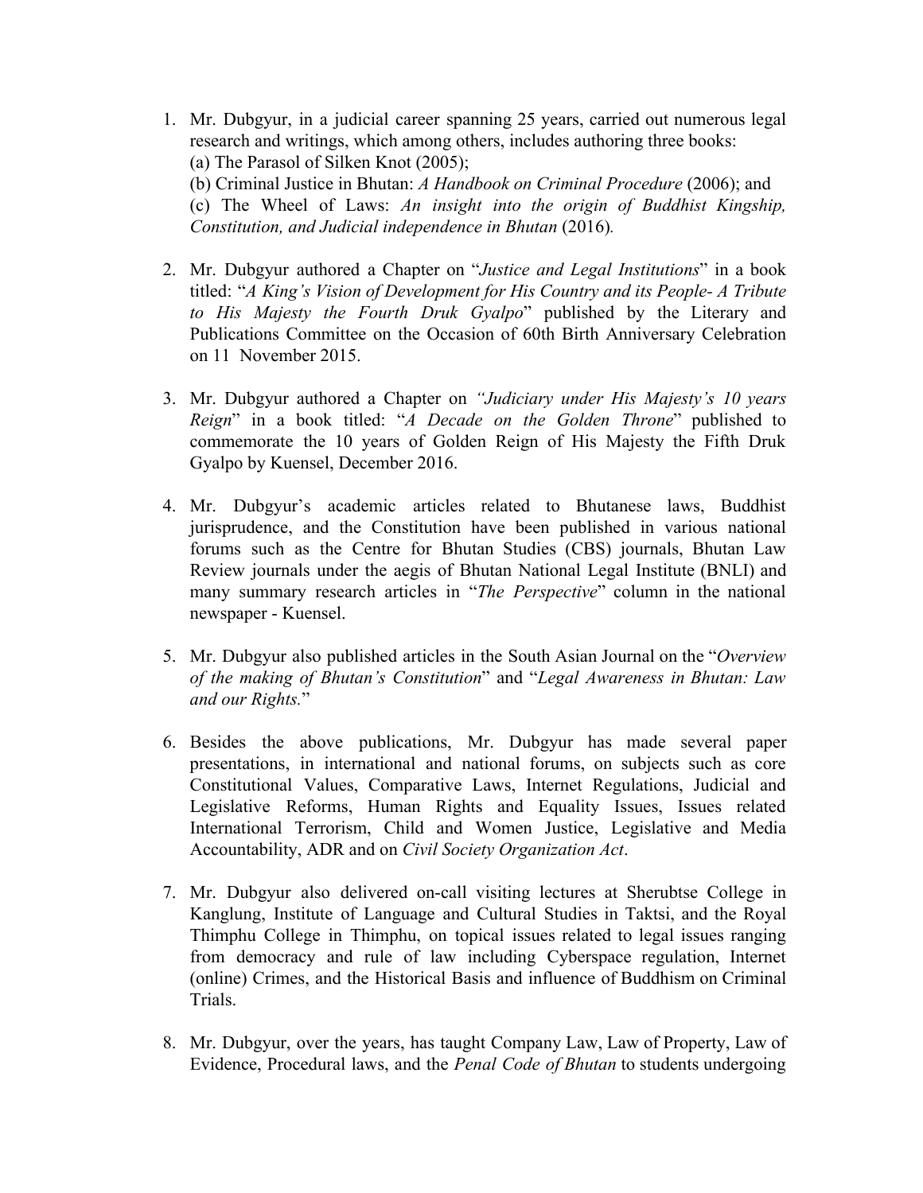1. Mr. Dubgyur, in a judicial career spanning 25 years, carried out numerous legal research and writings, which among others, includes authoring three books:
   (a) The Parasol of Silken Knot (2005);
   (b) Criminal Justice in Bhutan: *A Handbook on Criminal Procedure* (2006); and
   (c) The Wheel of Laws: *An insight into the origin of Buddhist Kingship, Constitution, and Judicial independence in Bhutan* (2016).

2. Mr. Dubgyur authored a Chapter on "*Justice and Legal Institutions*" in a book titled: "*A King's Vision of Development for His Country and its People- A Tribute to His Majesty the Fourth Druk Gyalpo*" published by the Literary and Publications Committee on the Occasion of 60th Birth Anniversary Celebration on 11 November 2015.

3. Mr. Dubgyur authored a Chapter on *"Judiciary under His Majesty's 10 years Reign*" in a book titled: "*A Decade on the Golden Throne*" published to commemorate the 10 years of Golden Reign of His Majesty the Fifth Druk Gyalpo by Kuensel, December 2016.

4. Mr. Dubgyur's academic articles related to Bhutanese laws, Buddhist jurisprudence, and the Constitution have been published in various national forums such as the Centre for Bhutan Studies (CBS) journals, Bhutan Law Review journals under the aegis of Bhutan National Legal Institute (BNLI) and many summary research articles in "*The Perspective*" column in the national newspaper - Kuensel.

5. Mr. Dubgyur also published articles in the South Asian Journal on the "*Overview of the making of Bhutan's Constitution*" and "*Legal Awareness in Bhutan: Law and our Rights.*"

6. Besides the above publications, Mr. Dubgyur has made several paper presentations, in international and national forums, on subjects such as core Constitutional Values, Comparative Laws, Internet Regulations, Judicial and Legislative Reforms, Human Rights and Equality Issues, Issues related International Terrorism, Child and Women Justice, Legislative and Media Accountability, ADR and on *Civil Society Organization Act*.

7. Mr. Dubgyur also delivered on-call visiting lectures at Sherubtse College in Kanglung, Institute of Language and Cultural Studies in Taktsi, and the Royal Thimphu College in Thimphu, on topical issues related to legal issues ranging from democracy and rule of law including Cyberspace regulation, Internet (online) Crimes, and the Historical Basis and influence of Buddhism on Criminal Trials.

8. Mr. Dubgyur, over the years, has taught Company Law, Law of Property, Law of Evidence, Procedural laws, and the *Penal Code of Bhutan* to students undergoing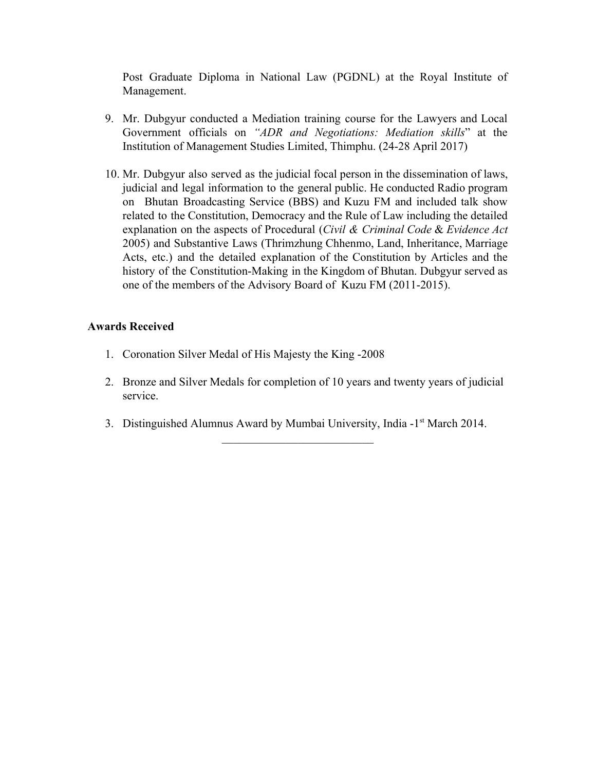Post Graduate Diploma in National Law (PGDNL) at the Royal Institute of Management.

9. Mr. Dubgyur conducted a Mediation training course for the Lawyers and Local Government officials on *"ADR and Negotiations: Mediation skills*" at the Institution of Management Studies Limited, Thimphu. (24-28 April 2017)

10. Mr. Dubgyur also served as the judicial focal person in the dissemination of laws, judicial and legal information to the general public. He conducted Radio program on Bhutan Broadcasting Service (BBS) and Kuzu FM and included talk show related to the Constitution, Democracy and the Rule of Law including the detailed explanation on the aspects of Procedural (*Civil & Criminal Code* & *Evidence Act* 2005) and Substantive Laws (Thrimzhung Chhenmo, Land, Inheritance, Marriage Acts, etc.) and the detailed explanation of the Constitution by Articles and the history of the Constitution-Making in the Kingdom of Bhutan. Dubgyur served as one of the members of the Advisory Board of Kuzu FM (2011-2015).

**Awards Received**

1. Coronation Silver Medal of His Majesty the King -2008

2. Bronze and Silver Medals for completion of 10 years and twenty years of judicial service.

3. Distinguished Alumnus Award by Mumbai University, India -1st March 2014.

---